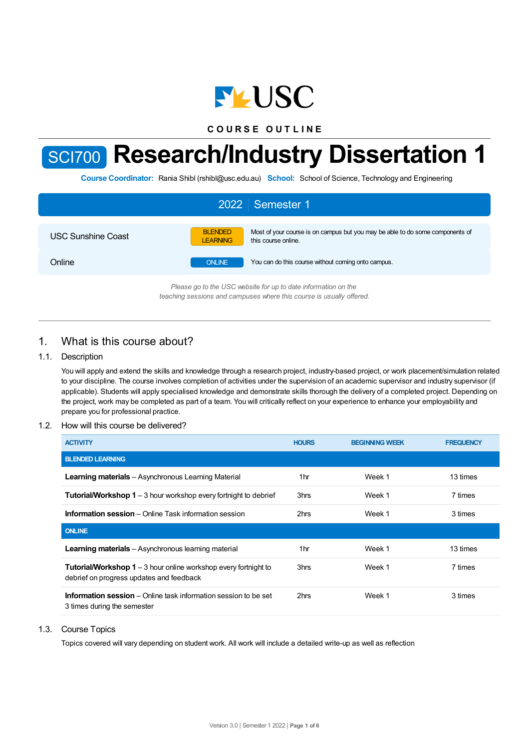USC

COURSE OUTLINE

# SCI700 Research/Industry Dissertation 1

**Course Coordinator:** Rania Shibl (rshibl@usc.edu.au) **School:** School of Science, Technology and Engineering

| 2022 Semester 1 | | |
|---|---|---|
| USC Sunshine Coast | BLENDED LEARNING | Most of your course is on campus but you may be able to do some components of this course online. |
| Online | ONLINE | You can do this course without coming onto campus. |

*Please go to the USC website for up to date information on the teaching sessions and campuses where this course is usually offered.*

## 1. What is this course about?

### 1.1. Description

You will apply and extend the skills and knowledge through a research project, industry-based project, or work placement/simulation related to your discipline. The course involves completion of activities under the supervision of an academic supervisor and industry supervisor (if applicable). Students will apply specialised knowledge and demonstrate skills thorough the delivery of a completed project. Depending on the project, work may be completed as part of a team. You will critically reflect on your experience to enhance your employability and prepare you for professional practice.

### 1.2. How will this course be delivered?

| ACTIVITY | HOURS | BEGINNING WEEK | FREQUENCY |
|---|---|---|---|
| **BLENDED LEARNING** | | | |
| **Learning materials** – Asynchronous Learning Material | 1hr | Week 1 | 13 times |
| **Tutorial/Workshop 1** – 3 hour workshop every fortnight to debrief | 3hrs | Week 1 | 7 times |
| **Information session** – Online Task information session | 2hrs | Week 1 | 3 times |
| **ONLINE** | | | |
| **Learning materials** – Asynchronous learning material | 1hr | Week 1 | 13 times |
| **Tutorial/Workshop 1** – 3 hour online workshop every fortnight to debrief on progress updates and feedback | 3hrs | Week 1 | 7 times |
| **Information session** – Online task information session to be set 3 times during the semester | 2hrs | Week 1 | 3 times |

### 1.3. Course Topics

Topics covered will vary depending on student work. All work will include a detailed write-up as well as reflection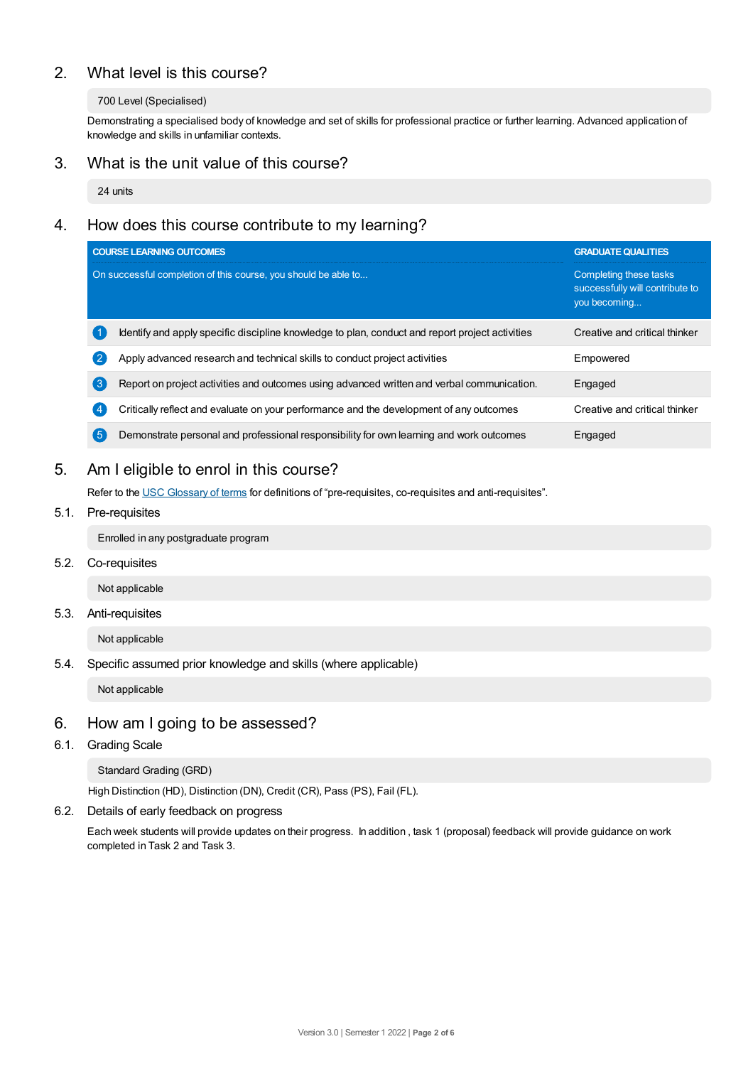## 2. What level is this course?

700 Level (Specialised)

Demonstrating a specialised body of knowledge and set of skills for professional practice or further learning. Advanced application of knowledge and skills in unfamiliar contexts.

## 3. What is the unit value of this course?

24 units

## 4. How does this course contribute to my learning?

| COURSE LEARNING OUTCOMES<br>On successful completion of this course, you should be able to... | GRADUATE QUALITIES<br>Completing these tasks successfully will contribute to you becoming... |
|---|---|
| 1 Identify and apply specific discipline knowledge to plan, conduct and report project activities | Creative and critical thinker |
| 2 Apply advanced research and technical skills to conduct project activities | Empowered |
| 3 Report on project activities and outcomes using advanced written and verbal communication. | Engaged |
| 4 Critically reflect and evaluate on your performance and the development of any outcomes | Creative and critical thinker |
| 5 Demonstrate personal and professional responsibility for own learning and work outcomes | Engaged |

## 5. Am I eligible to enrol in this course?

Refer to the USC Glossary of terms for definitions of “pre-requisites, co-requisites and anti-requisites”.

### 5.1. Pre-requisites

Enrolled in any postgraduate program

### 5.2. Co-requisites

Not applicable

### 5.3. Anti-requisites

Not applicable

### 5.4. Specific assumed prior knowledge and skills (where applicable)

Not applicable

## 6. How am I going to be assessed?

### 6.1. Grading Scale

Standard Grading (GRD)

High Distinction (HD), Distinction (DN), Credit (CR), Pass (PS), Fail (FL).

### 6.2. Details of early feedback on progress

Each week students will provide updates on their progress. In addition , task 1 (proposal) feedback will provide guidance on work completed in Task 2 and Task 3.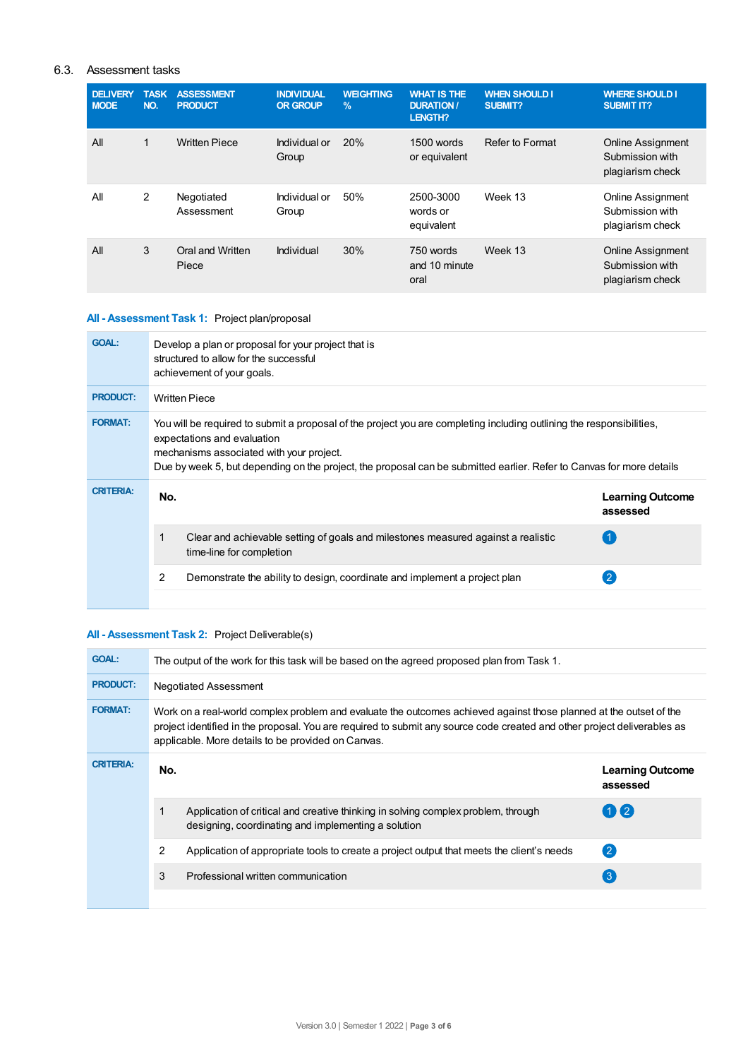## 6.3. Assessment tasks

| DELIVERY MODE | TASK NO. | ASSESSMENT PRODUCT | INDIVIDUAL OR GROUP | WEIGHTING % | WHAT IS THE DURATION / LENGTH? | WHEN SHOULD I SUBMIT? | WHERE SHOULD I SUBMIT IT? |
|---|---|---|---|---|---|---|---|
| All | 1 | Written Piece | Individual or Group | 20% | 1500 words or equivalent | Refer to Format | Online Assignment Submission with plagiarism check |
| All | 2 | Negotiated Assessment | Individual or Group | 50% | 2500-3000 words or equivalent | Week 13 | Online Assignment Submission with plagiarism check |
| All | 3 | Oral and Written Piece | Individual | 30% | 750 words and 10 minute oral | Week 13 | Online Assignment Submission with plagiarism check |

### All - Assessment Task 1: Project plan/proposal

**GOAL:** Develop a plan or proposal for your project that is structured to allow for the successful achievement of your goals.

**PRODUCT:** Written Piece

**FORMAT:** You will be required to submit a proposal of the project you are completing including outlining the responsibilities, expectations and evaluation mechanisms associated with your project.
Due by week 5, but depending on the project, the proposal can be submitted earlier. Refer to Canvas for more details

**CRITERIA:**

| No. | | Learning Outcome assessed |
|---|---|---|
| 1 | Clear and achievable setting of goals and milestones measured against a realistic time-line for completion | 1 |
| 2 | Demonstrate the ability to design, coordinate and implement a project plan | 2 |

### All - Assessment Task 2: Project Deliverable(s)

**GOAL:** The output of the work for this task will be based on the agreed proposed plan from Task 1.

**PRODUCT:** Negotiated Assessment

**FORMAT:** Work on a real-world complex problem and evaluate the outcomes achieved against those planned at the outset of the project identified in the proposal. You are required to submit any source code created and other project deliverables as applicable. More details to be provided on Canvas.

**CRITERIA:**

| No. | | Learning Outcome assessed |
|---|---|---|
| 1 | Application of critical and creative thinking in solving complex problem, through designing, coordinating and implementing a solution | 1 2 |
| 2 | Application of appropriate tools to create a project output that meets the client's needs | 2 |
| 3 | Professional written communication | 3 |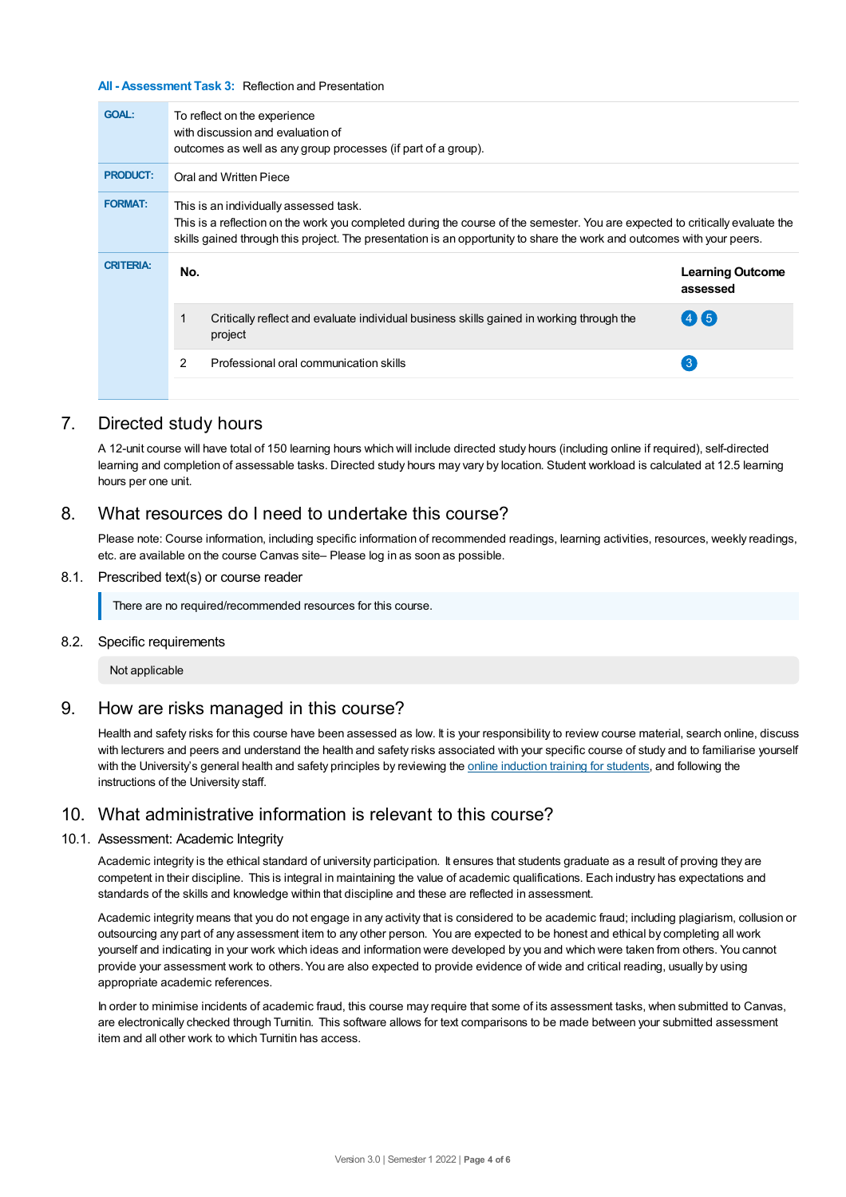**All - Assessment Task 3:** Reflection and Presentation

| | |
|---|---|
| **GOAL:** | To reflect on the experience with discussion and evaluation of outcomes as well as any group processes (if part of a group). |
| **PRODUCT:** | Oral and Written Piece |
| **FORMAT:** | This is an individually assessed task. This is a reflection on the work you completed during the course of the semester. You are expected to critically evaluate the skills gained through this project. The presentation is an opportunity to share the work and outcomes with your peers. |

**CRITERIA:**

| No. | | Learning Outcome assessed |
|---|---|---|
| 1 | Critically reflect and evaluate individual business skills gained in working through the project | 4 5 |
| 2 | Professional oral communication skills | 3 |

## 7. Directed study hours

A 12-unit course will have total of 150 learning hours which will include directed study hours (including online if required), self-directed learning and completion of assessable tasks. Directed study hours may vary by location. Student workload is calculated at 12.5 learning hours per one unit.

## 8. What resources do I need to undertake this course?

Please note: Course information, including specific information of recommended readings, learning activities, resources, weekly readings, etc. are available on the course Canvas site– Please log in as soon as possible.

### 8.1. Prescribed text(s) or course reader

There are no required/recommended resources for this course.

### 8.2. Specific requirements

Not applicable

## 9. How are risks managed in this course?

Health and safety risks for this course have been assessed as low. It is your responsibility to review course material, search online, discuss with lecturers and peers and understand the health and safety risks associated with your specific course of study and to familiarise yourself with the University's general health and safety principles by reviewing the online induction training for students, and following the instructions of the University staff.

## 10. What administrative information is relevant to this course?

### 10.1. Assessment: Academic Integrity

Academic integrity is the ethical standard of university participation. It ensures that students graduate as a result of proving they are competent in their discipline. This is integral in maintaining the value of academic qualifications. Each industry has expectations and standards of the skills and knowledge within that discipline and these are reflected in assessment.

Academic integrity means that you do not engage in any activity that is considered to be academic fraud; including plagiarism, collusion or outsourcing any part of any assessment item to any other person. You are expected to be honest and ethical by completing all work yourself and indicating in your work which ideas and information were developed by you and which were taken from others. You cannot provide your assessment work to others. You are also expected to provide evidence of wide and critical reading, usually by using appropriate academic references.

In order to minimise incidents of academic fraud, this course may require that some of its assessment tasks, when submitted to Canvas, are electronically checked through Turnitin. This software allows for text comparisons to be made between your submitted assessment item and all other work to which Turnitin has access.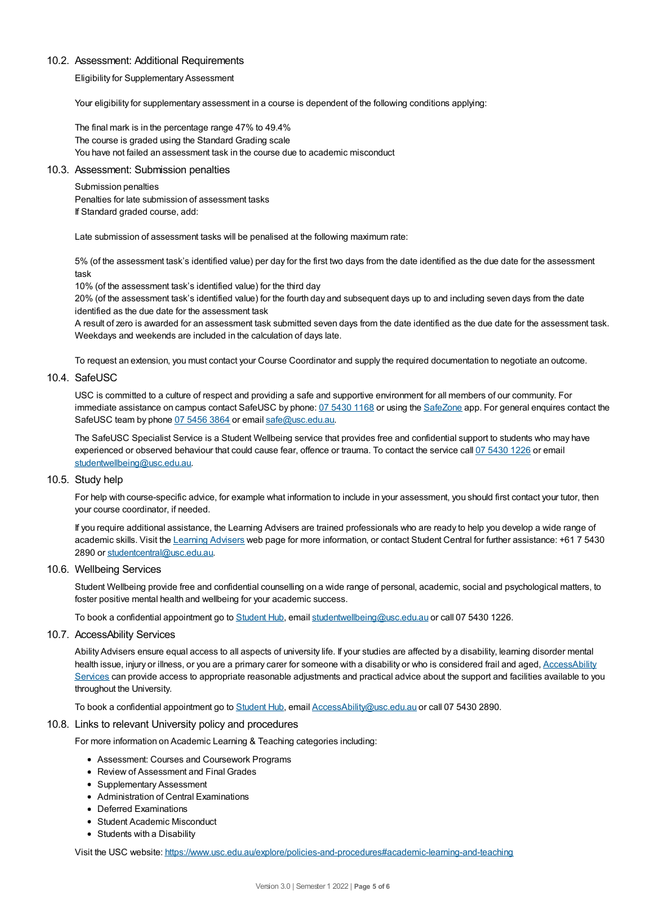### 10.2. Assessment: Additional Requirements

Eligibility for Supplementary Assessment

Your eligibility for supplementary assessment in a course is dependent of the following conditions applying:

The final mark is in the percentage range 47% to 49.4%
The course is graded using the Standard Grading scale
You have not failed an assessment task in the course due to academic misconduct

### 10.3. Assessment: Submission penalties

Submission penalties
Penalties for late submission of assessment tasks
If Standard graded course, add:

Late submission of assessment tasks will be penalised at the following maximum rate:

5% (of the assessment task's identified value) per day for the first two days from the date identified as the due date for the assessment task
10% (of the assessment task's identified value) for the third day
20% (of the assessment task's identified value) for the fourth day and subsequent days up to and including seven days from the date identified as the due date for the assessment task
A result of zero is awarded for an assessment task submitted seven days from the date identified as the due date for the assessment task.
Weekdays and weekends are included in the calculation of days late.

To request an extension, you must contact your Course Coordinator and supply the required documentation to negotiate an outcome.

### 10.4. SafeUSC

USC is committed to a culture of respect and providing a safe and supportive environment for all members of our community. For immediate assistance on campus contact SafeUSC by phone: 07 5430 1168 or using the SafeZone app. For general enquires contact the SafeUSC team by phone 07 5456 3864 or email safe@usc.edu.au.

The SafeUSC Specialist Service is a Student Wellbeing service that provides free and confidential support to students who may have experienced or observed behaviour that could cause fear, offence or trauma. To contact the service call 07 5430 1226 or email studentwellbeing@usc.edu.au.

### 10.5. Study help

For help with course-specific advice, for example what information to include in your assessment, you should first contact your tutor, then your course coordinator, if needed.

If you require additional assistance, the Learning Advisers are trained professionals who are ready to help you develop a wide range of academic skills. Visit the Learning Advisers web page for more information, or contact Student Central for further assistance: +61 7 5430 2890 or studentcentral@usc.edu.au.

### 10.6. Wellbeing Services

Student Wellbeing provide free and confidential counselling on a wide range of personal, academic, social and psychological matters, to foster positive mental health and wellbeing for your academic success.

To book a confidential appointment go to Student Hub, email studentwellbeing@usc.edu.au or call 07 5430 1226.

### 10.7. AccessAbility Services

Ability Advisers ensure equal access to all aspects of university life. If your studies are affected by a disability, learning disorder mental health issue, injury or illness, or you are a primary carer for someone with a disability or who is considered frail and aged, AccessAbility Services can provide access to appropriate reasonable adjustments and practical advice about the support and facilities available to you throughout the University.

To book a confidential appointment go to Student Hub, email AccessAbility@usc.edu.au or call 07 5430 2890.

### 10.8. Links to relevant University policy and procedures

For more information on Academic Learning & Teaching categories including:

- Assessment: Courses and Coursework Programs
- Review of Assessment and Final Grades
- Supplementary Assessment
- Administration of Central Examinations
- Deferred Examinations
- Student Academic Misconduct
- Students with a Disability

Visit the USC website: https://www.usc.edu.au/explore/policies-and-procedures#academic-learning-and-teaching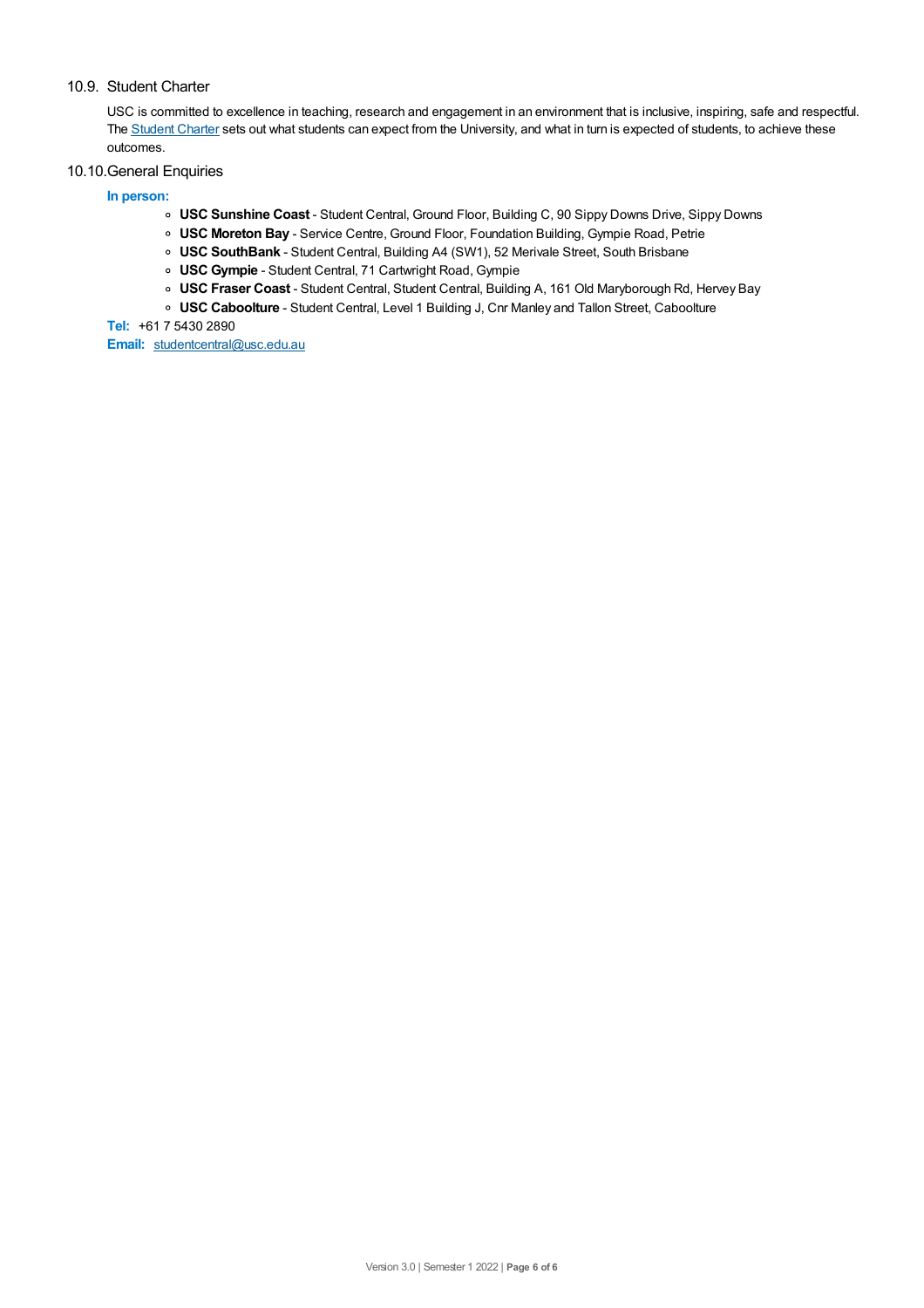### 10.9. Student Charter

USC is committed to excellence in teaching, research and engagement in an environment that is inclusive, inspiring, safe and respectful. The Student Charter sets out what students can expect from the University, and what in turn is expected of students, to achieve these outcomes.

### 10.10. General Enquiries

**In person:**

- **USC Sunshine Coast** - Student Central, Ground Floor, Building C, 90 Sippy Downs Drive, Sippy Downs
- **USC Moreton Bay** - Service Centre, Ground Floor, Foundation Building, Gympie Road, Petrie
- **USC SouthBank** - Student Central, Building A4 (SW1), 52 Merivale Street, South Brisbane
- **USC Gympie** - Student Central, 71 Cartwright Road, Gympie
- **USC Fraser Coast** - Student Central, Student Central, Building A, 161 Old Maryborough Rd, Hervey Bay
- **USC Caboolture** - Student Central, Level 1 Building J, Cnr Manley and Tallon Street, Caboolture

**Tel:** +61 7 5430 2890

**Email:** studentcentral@usc.edu.au